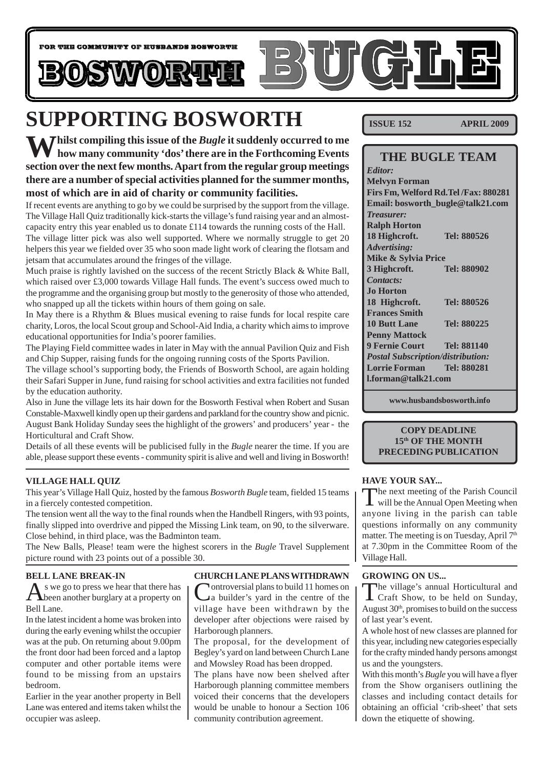FOR THE COMMUNITY OF HUSBANDS BOSWORTH

# BOSWORTH BUGLE

# SUPPORTING BOSWORTH

**ISSUE 152 APRIL 2009**

**Whilst compiling this issue of the *Bugle* it suddenly occurred to me how many community 'dos' there are in the Forthcoming Events section over the next few months. Apart from the regular group meetings there are a number of special activities planned for the summer months, most of which are in aid of charity or community facilities.**

If recent events are anything to go by we could be surprised by the support from the village. The Village Hall Quiz traditionally kick-starts the village's fund raising year and an almost-capacity entry this year enabled us to donate £114 towards the running costs of the Hall.

The village litter pick was also well supported. Where we normally struggle to get 20 helpers this year we fielded over 35 who soon made light work of clearing the flotsam and jetsam that accumulates around the fringes of the village.

Much praise is rightly lavished on the success of the recent Strictly Black & White Ball, which raised over £3,000 towards Village Hall funds. The event's success owed much to the programme and the organising group but mostly to the generosity of those who attended, who snapped up all the tickets within hours of them going on sale.

In May there is a Rhythm & Blues musical evening to raise funds for local respite care charity, Loros, the local Scout group and School-Aid India, a charity which aims to improve educational opportunities for India's poorer families.

The Playing Field committee wades in later in May with the annual Pavilion Quiz and Fish and Chip Supper, raising funds for the ongoing running costs of the Sports Pavilion.

The village school's supporting body, the Friends of Bosworth School, are again holding their Safari Supper in June, fund raising for school activities and extra facilities not funded by the education authority.

Also in June the village lets its hair down for the Bosworth Festival when Robert and Susan Constable-Maxwell kindly open up their gardens and parkland for the country show and picnic.

August Bank Holiday Sunday sees the highlight of the growers' and producers' year - the Horticultural and Craft Show.

Details of all these events will be publicised fully in the *Bugle* nearer the time. If you are able, please support these events - community spirit is alive and well and living in Bosworth!

## THE BUGLE TEAM

*Editor:*
**Melvyn Forman**
**Firs Fm, Welford Rd.Tel /Fax: 880281**
**Email: bosworth_bugle@talk21.com**

*Treasurer:*
**Ralph Horton**
**18 Highcroft. Tel: 880526**

*Advertising:*
**Mike & Sylvia Price**
**3 Highcroft. Tel: 880902**

*Contacts:*
**Jo Horton**
**18 Highcroft. Tel: 880526**
**Frances Smith**
**10 Butt Lane Tel: 880225**
**Penny Mattock**
**9 Fernie Court Tel: 881140**

*Postal Subscription/distribution:*
**Lorrie Forman Tel: 880281**
**l.forman@talk21.com**

**www.husbandsbosworth.info**

**COPY DEADLINE 15th OF THE MONTH PRECEDING PUBLICATION**

### VILLAGE HALL QUIZ

This year's Village Hall Quiz, hosted by the famous *Bosworth Bugle* team, fielded 15 teams in a fiercely contested competition.

The tension went all the way to the final rounds when the Handbell Ringers, with 93 points, finally slipped into overdrive and pipped the Missing Link team, on 90, to the silverware. Close behind, in third place, was the Badminton team.

The New Balls, Please! team were the highest scorers in the *Bugle* Travel Supplement picture round with 23 points out of a possible 30.

### HAVE YOUR SAY...

The next meeting of the Parish Council will be the Annual Open Meeting when anyone living in the parish can table questions informally on any community matter. The meeting is on Tuesday, April 7th at 7.30pm in the Committee Room of the Village Hall.

### BELL LANE BREAK-IN

As we go to press we hear that there has been another burglary at a property on Bell Lane.

In the latest incident a home was broken into during the early evening whilst the occupier was at the pub. On returning about 9.00pm the front door had been forced and a laptop computer and other portable items were found to be missing from an upstairs bedroom.

Earlier in the year another property in Bell Lane was entered and items taken whilst the occupier was asleep.

### CHURCH LANE PLANS WITHDRAWN

Controversial plans to build 11 homes on a builder's yard in the centre of the village have been withdrawn by the developer after objections were raised by Harborough planners.

The proposal, for the development of Begley's yard on land between Church Lane and Mowsley Road has been dropped.

The plans have now been shelved after Harborough planning committee members voiced their concerns that the developers would be unable to honour a Section 106 community contribution agreement.

### GROWING ON US...

The village's annual Horticultural and Craft Show, to be held on Sunday, August 30th, promises to build on the success of last year's event.

A whole host of new classes are planned for this year, including new categories especially for the crafty minded handy persons amongst us and the youngsters.

With this month's *Bugle* you will have a flyer from the Show organisers outlining the classes and including contact details for obtaining an official 'crib-sheet' that sets down the etiquette of showing.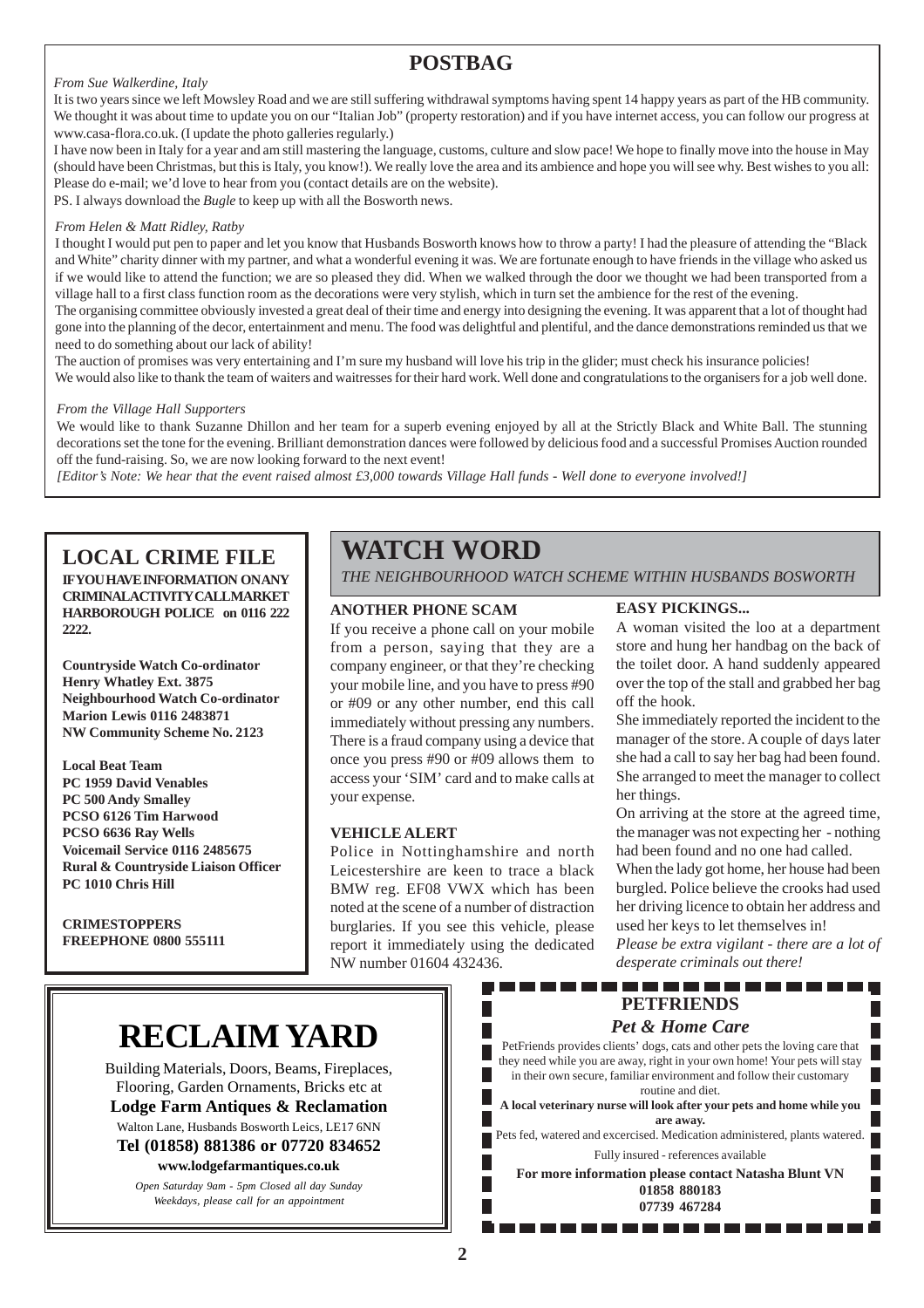## POSTBAG

*From Sue Walkerdine, Italy*

It is two years since we left Mowsley Road and we are still suffering withdrawal symptoms having spent 14 happy years as part of the HB community. We thought it was about time to update you on our "Italian Job" (property restoration) and if you have internet access, you can follow our progress at www.casa-flora.co.uk. (I update the photo galleries regularly.)

I have now been in Italy for a year and am still mastering the language, customs, culture and slow pace! We hope to finally move into the house in May (should have been Christmas, but this is Italy, you know!). We really love the area and its ambience and hope you will see why. Best wishes to you all: Please do e-mail; we'd love to hear from you (contact details are on the website).

PS. I always download the *Bugle* to keep up with all the Bosworth news.

*From Helen & Matt Ridley, Ratby*

I thought I would put pen to paper and let you know that Husbands Bosworth knows how to throw a party! I had the pleasure of attending the "Black and White" charity dinner with my partner, and what a wonderful evening it was. We are fortunate enough to have friends in the village who asked us if we would like to attend the function; we are so pleased they did. When we walked through the door we thought we had been transported from a village hall to a first class function room as the decorations were very stylish, which in turn set the ambience for the rest of the evening.

The organising committee obviously invested a great deal of their time and energy into designing the evening. It was apparent that a lot of thought had gone into the planning of the decor, entertainment and menu. The food was delightful and plentiful, and the dance demonstrations reminded us that we need to do something about our lack of ability!

The auction of promises was very entertaining and I'm sure my husband will love his trip in the glider; must check his insurance policies!

We would also like to thank the team of waiters and waitresses for their hard work. Well done and congratulations to the organisers for a job well done.

*From the Village Hall Supporters*

We would like to thank Suzanne Dhillon and her team for a superb evening enjoyed by all at the Strictly Black and White Ball. The stunning decorations set the tone for the evening. Brilliant demonstration dances were followed by delicious food and a successful Promises Auction rounded off the fund-raising. So, we are now looking forward to the next event!

*[Editor's Note: We hear that the event raised almost £3,000 towards Village Hall funds - Well done to everyone involved!]*

## LOCAL CRIME FILE

**IF YOU HAVE INFORMATION ON ANY CRIMINAL ACTIVITY CALL MARKET HARBOROUGH POLICE on 0116 222 2222.**

**Countryside Watch Co-ordinator**
**Henry Whatley Ext. 3875**
**Neighbourhood Watch Co-ordinator**
**Marion Lewis 0116 2483871**
**NW Community Scheme No. 2123**

**Local Beat Team**
**PC 1959 David Venables**
**PC 500 Andy Smalley**
**PCSO 6126 Tim Harwood**
**PCSO 6636 Ray Wells**
**Voicemail Service 0116 2485675**
**Rural & Countryside Liaison Officer**
**PC 1010 Chris Hill**

**CRIMESTOPPERS**
**FREEPHONE 0800 555111**

## WATCH WORD

*THE NEIGHBOURHOOD WATCH SCHEME WITHIN HUSBANDS BOSWORTH*

### ANOTHER PHONE SCAM

If you receive a phone call on your mobile from a person, saying that they are a company engineer, or that they're checking your mobile line, and you have to press #90 or #09 or any other number, end this call immediately without pressing any numbers. There is a fraud company using a device that once you press #90 or #09 allows them to access your 'SIM' card and to make calls at your expense.

### VEHICLE ALERT

Police in Nottinghamshire and north Leicestershire are keen to trace a black BMW reg. EF08 VWX which has been noted at the scene of a number of distraction burglaries. If you see this vehicle, please report it immediately using the dedicated NW number 01604 432436.

### EASY PICKINGS...

A woman visited the loo at a department store and hung her handbag on the back of the toilet door. A hand suddenly appeared over the top of the stall and grabbed her bag off the hook.

She immediately reported the incident to the manager of the store. A couple of days later she had a call to say her bag had been found. She arranged to meet the manager to collect her things.

On arriving at the store at the agreed time, the manager was not expecting her - nothing had been found and no one had called.

When the lady got home, her house had been burgled. Police believe the crooks had used her driving licence to obtain her address and used her keys to let themselves in!

*Please be extra vigilant - there are a lot of desperate criminals out there!*

## RECLAIM YARD

Building Materials, Doors, Beams, Fireplaces, Flooring, Garden Ornaments, Bricks etc at

**Lodge Farm Antiques & Reclamation**

Walton Lane, Husbands Bosworth Leics, LE17 6NN

**Tel (01858) 881386 or 07720 834652**

**www.lodgefarmantiques.co.uk**

*Open Saturday 9am - 5pm Closed all day Sunday*
*Weekdays, please call for an appointment*

## PETFRIENDS

***Pet & Home Care***

PetFriends provides clients' dogs, cats and other pets the loving care that they need while you are away, right in your own home! Your pets will stay in their own secure, familiar environment and follow their customary routine and diet.

**A local veterinary nurse will look after your pets and home while you are away.**

Pets fed, watered and excercised. Medication administered, plants watered.

Fully insured - references available

**For more information please contact Natasha Blunt VN**
**01858 880183**
**07739 467284**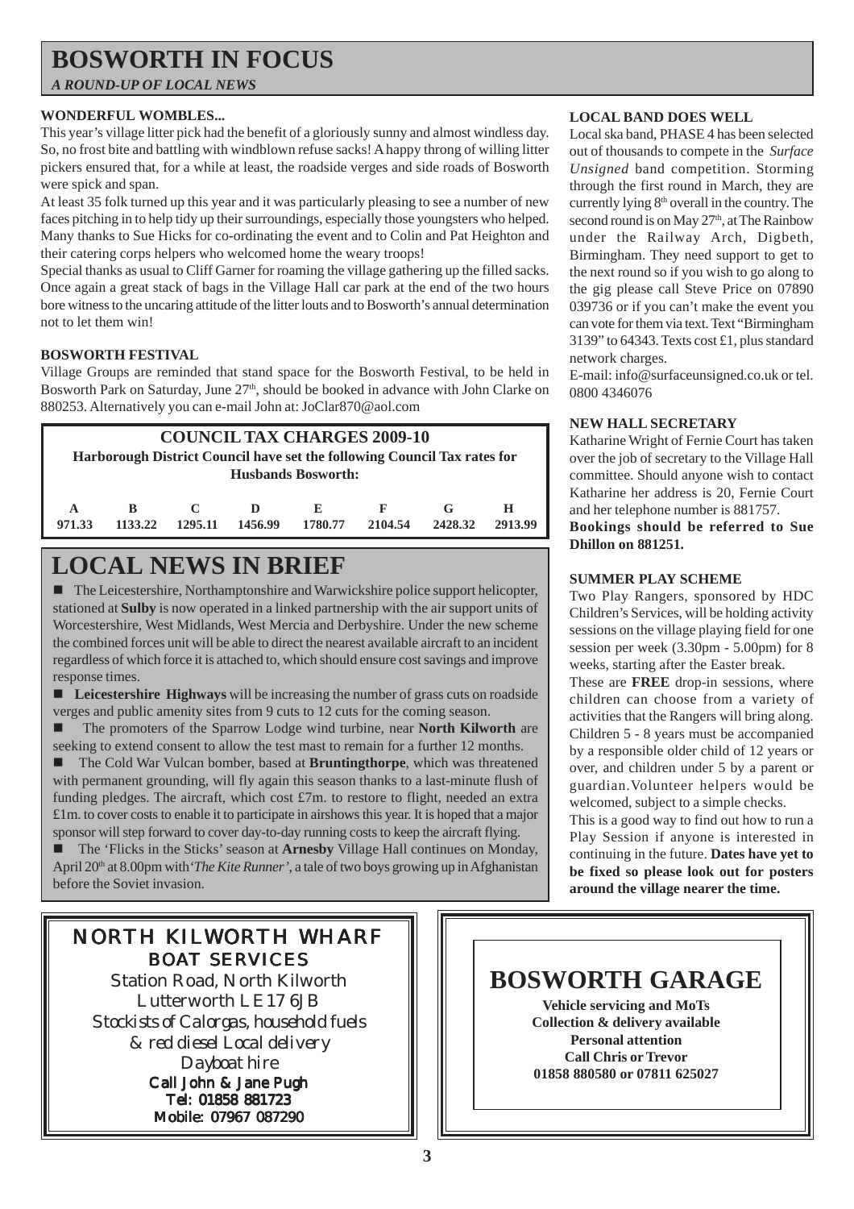# BOSWORTH IN FOCUS

*A ROUND-UP OF LOCAL NEWS*

### WONDERFUL WOMBLES...

This year's village litter pick had the benefit of a gloriously sunny and almost windless day. So, no frost bite and battling with windblown refuse sacks! A happy throng of willing litter pickers ensured that, for a while at least, the roadside verges and side roads of Bosworth were spick and span.

At least 35 folk turned up this year and it was particularly pleasing to see a number of new faces pitching in to help tidy up their surroundings, especially those youngsters who helped. Many thanks to Sue Hicks for co-ordinating the event and to Colin and Pat Heighton and their catering corps helpers who welcomed home the weary troops!

Special thanks as usual to Cliff Garner for roaming the village gathering up the filled sacks. Once again a great stack of bags in the Village Hall car park at the end of the two hours bore witness to the uncaring attitude of the litter louts and to Bosworth's annual determination not to let them win!

### BOSWORTH FESTIVAL

Village Groups are reminded that stand space for the Bosworth Festival, to be held in Bosworth Park on Saturday, June 27th, should be booked in advance with John Clarke on 880253. Alternatively you can e-mail John at: JoClar870@aol.com

### COUNCIL TAX CHARGES 2009-10

**Harborough District Council have set the following Council Tax rates for Husbands Bosworth:**

| A | B | C | D | E | F | G | H |
|---|---|---|---|---|---|---|---|
| 971.33 | 1133.22 | 1295.11 | 1456.99 | 1780.77 | 2104.54 | 2428.32 | 2913.99 |

## LOCAL NEWS IN BRIEF

- The Leicestershire, Northamptonshire and Warwickshire police support helicopter, stationed at **Sulby** is now operated in a linked partnership with the air support units of Worcestershire, West Midlands, West Mercia and Derbyshire. Under the new scheme the combined forces unit will be able to direct the nearest available aircraft to an incident regardless of which force it is attached to, which should ensure cost savings and improve response times.
- **Leicestershire Highways** will be increasing the number of grass cuts on roadside verges and public amenity sites from 9 cuts to 12 cuts for the coming season.
- The promoters of the Sparrow Lodge wind turbine, near **North Kilworth** are seeking to extend consent to allow the test mast to remain for a further 12 months.
- The Cold War Vulcan bomber, based at **Bruntingthorpe**, which was threatened with permanent grounding, will fly again this season thanks to a last-minute flush of funding pledges. The aircraft, which cost £7m. to restore to flight, needed an extra £1m. to cover costs to enable it to participate in airshows this year. It is hoped that a major sponsor will step forward to cover day-to-day running costs to keep the aircraft flying.
- The 'Flicks in the Sticks' season at **Arnesby** Village Hall continues on Monday, April 20th at 8.00pm with *'The Kite Runner'*, a tale of two boys growing up in Afghanistan before the Soviet invasion.

### LOCAL BAND DOES WELL

Local ska band, PHASE 4 has been selected out of thousands to compete in the *Surface Unsigned* band competition. Storming through the first round in March, they are currently lying 8th overall in the country. The second round is on May 27th, at The Rainbow under the Railway Arch, Digbeth, Birmingham. They need support to get to the next round so if you wish to go along to the gig please call Steve Price on 07890 039736 or if you can't make the event you can vote for them via text. Text "Birmingham 3139" to 64343. Texts cost £1, plus standard network charges.

E-mail: info@surfaceunsigned.co.uk or tel. 0800 4346076

### NEW HALL SECRETARY

Katharine Wright of Fernie Court has taken over the job of secretary to the Village Hall committee. Should anyone wish to contact Katharine her address is 20, Fernie Court and her telephone number is 881757.

**Bookings should be referred to Sue Dhillon on 881251.**

### SUMMER PLAY SCHEME

Two Play Rangers, sponsored by HDC Children's Services, will be holding activity sessions on the village playing field for one session per week (3.30pm - 5.00pm) for 8 weeks, starting after the Easter break.

These are **FREE** drop-in sessions, where children can choose from a variety of activities that the Rangers will bring along. Children 5 - 8 years must be accompanied by a responsible older child of 12 years or over, and children under 5 by a parent or guardian. Volunteer helpers would be welcomed, subject to a simple checks.

This is a good way to find out how to run a Play Session if anyone is interested in continuing in the future. **Dates have yet to be fixed so please look out for posters around the village nearer the time.**

---

**NORTH KILWORTH WHARF**
**BOAT SERVICES**

Station Road, North Kilworth
Lutterworth LE17 6JB
*Stockists of Calorgas, household fuels & red diesel Local delivery*
*Dayboat hire*
**Call John & Jane Pugh**
**Tel: 01858 881723**
**Mobile: 07967 087290**

---

**BOSWORTH GARAGE**

**Vehicle servicing and MoTs**
**Collection & delivery available**
**Personal attention**
**Call Chris or Trevor**
**01858 880580 or 07811 625027**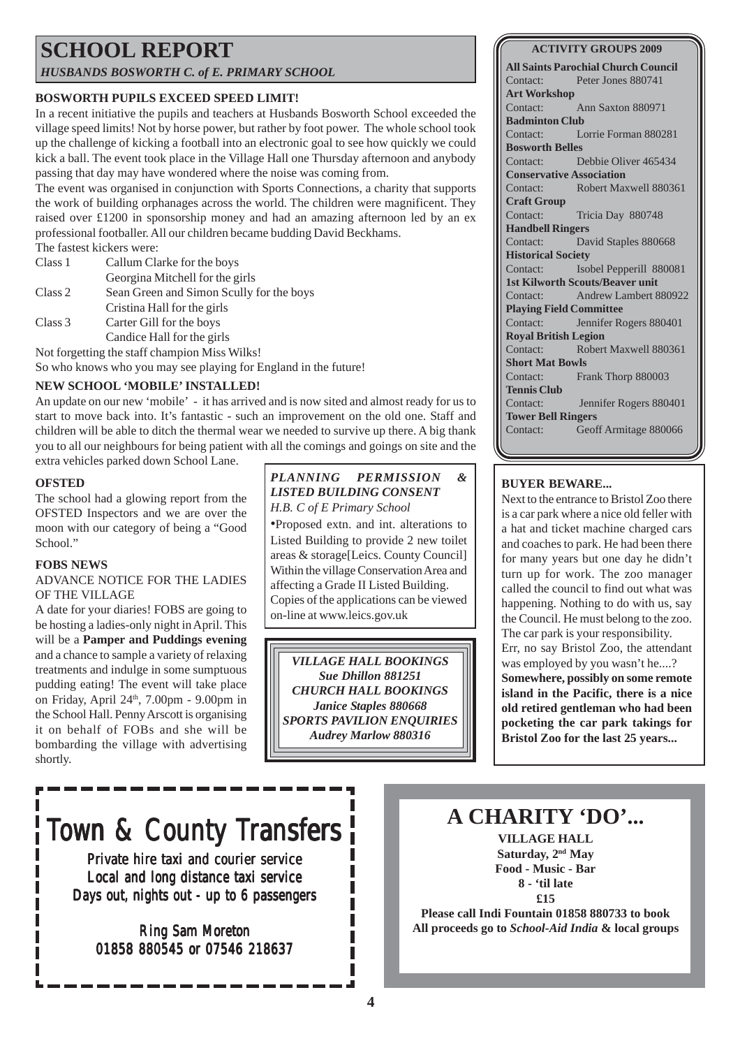# SCHOOL REPORT

*HUSBANDS BOSWORTH C. of E. PRIMARY SCHOOL*

### BOSWORTH PUPILS EXCEED SPEED LIMIT!

In a recent initiative the pupils and teachers at Husbands Bosworth School exceeded the village speed limits! Not by horse power, but rather by foot power. The whole school took up the challenge of kicking a football into an electronic goal to see how quickly we could kick a ball. The event took place in the Village Hall one Thursday afternoon and anybody passing that day may have wondered where the noise was coming from.

The event was organised in conjunction with Sports Connections, a charity that supports the work of building orphanages across the world. The children were magnificent. They raised over £1200 in sponsorship money and had an amazing afternoon led by an ex professional footballer. All our children became budding David Beckhams.

The fastest kickers were:

| | |
|---|---|
| Class 1 | Callum Clarke for the boys |
| | Georgina Mitchell for the girls |
| Class 2 | Sean Green and Simon Scully for the boys |
| | Cristina Hall for the girls |
| Class 3 | Carter Gill for the boys |
| | Candice Hall for the girls |

Not forgetting the staff champion Miss Wilks!

So who knows who you may see playing for England in the future!

### NEW SCHOOL 'MOBILE' INSTALLED!

An update on our new 'mobile' - it has arrived and is now sited and almost ready for us to start to move back into. It's fantastic - such an improvement on the old one. Staff and children will be able to ditch the thermal wear we needed to survive up there. A big thank you to all our neighbours for being patient with all the comings and goings on site and the extra vehicles parked down School Lane.

### OFSTED

The school had a glowing report from the OFSTED Inspectors and we are over the moon with our category of being a "Good School."

### FOBS NEWS

ADVANCE NOTICE FOR THE LADIES OF THE VILLAGE

A date for your diaries! FOBS are going to be hosting a ladies-only night in April. This will be a **Pamper and Puddings evening** and a chance to sample a variety of relaxing treatments and indulge in some sumptuous pudding eating! The event will take place on Friday, April 24th, 7.00pm - 9.00pm in the School Hall. Penny Arscott is organising it on behalf of FOBs and she will be bombarding the village with advertising shortly.

***PLANNING PERMISSION & LISTED BUILDING CONSENT***

*H.B. C of E Primary School*

- Proposed extn. and int. alterations to Listed Building to provide 2 new toilet areas & storage[Leics. County Council] Within the village Conservation Area and affecting a Grade II Listed Building. Copies of the applications can be viewed on-line at www.leics.gov.uk

***VILLAGE HALL BOOKINGS***
***Sue Dhillon 881251***
***CHURCH HALL BOOKINGS***
***Janice Staples 880668***
***SPORTS PAVILION ENQUIRIES***
***Audrey Marlow 880316***

### ACTIVITY GROUPS 2009

**All Saints Parochial Church Council**
Contact: Peter Jones 880741

**Art Workshop**
Contact: Ann Saxton 880971

**Badminton Club**
Contact: Lorrie Forman 880281

**Bosworth Belles**
Contact: Debbie Oliver 465434

**Conservative Association**
Contact: Robert Maxwell 880361

**Craft Group**
Contact: Tricia Day 880748

**Handbell Ringers**
Contact: David Staples 880668

**Historical Society**
Contact: Isobel Pepperill 880081

**1st Kilworth Scouts/Beaver unit**
Contact: Andrew Lambert 880922

**Playing Field Committee**
Contact: Jennifer Rogers 880401

**Royal British Legion**
Contact: Robert Maxwell 880361

**Short Mat Bowls**
Contact: Frank Thorp 880003

**Tennis Club**
Contact: Jennifer Rogers 880401

**Tower Bell Ringers**
Contact: Geoff Armitage 880066

### BUYER BEWARE...

Next to the entrance to Bristol Zoo there is a car park where a nice old feller with a hat and ticket machine charged cars and coaches to park. He had been there for many years but one day he didn't turn up for work. The zoo manager called the council to find out what was happening. Nothing to do with us, say the Council. He must belong to the zoo. The car park is your responsibility.

Err, no say Bristol Zoo, the attendant was employed by you wasn't he....?

**Somewhere, possibly on some remote island in the Pacific, there is a nice old retired gentleman who had been pocketing the car park takings for Bristol Zoo for the last 25 years...**

## Town & County Transfers

Private hire taxi and courier service
Local and long distance taxi service
Days out, nights out - up to 6 passengers

Ring Sam Moreton
01858 880545 or 07546 218637

## A CHARITY 'DO'...

**VILLAGE HALL**
**Saturday, 2nd May**
**Food - Music - Bar**
**8 - 'til late**
**£15**
**Please call Indi Fountain 01858 880733 to book**
**All proceeds go to *School-Aid India* & local groups**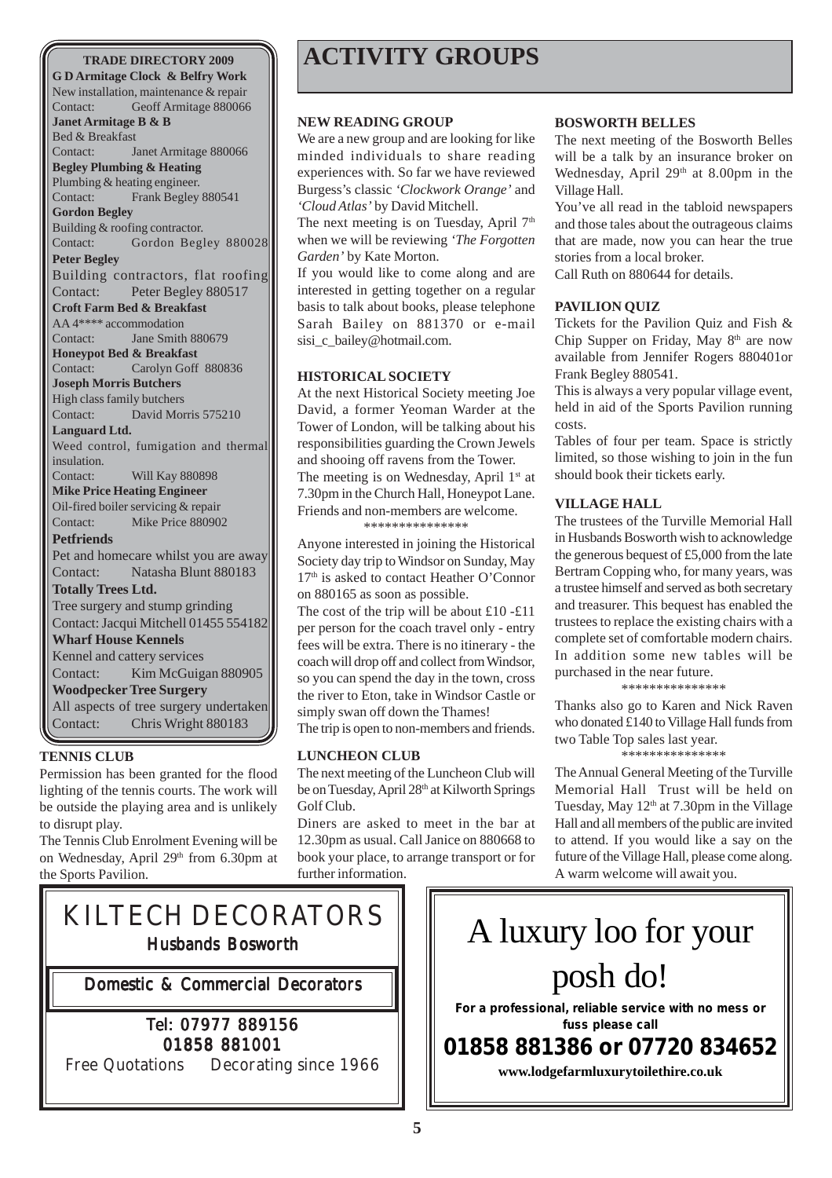# ACTIVITY GROUPS

**TRADE DIRECTORY 2009**

**G D Armitage Clock & Belfry Work**
New installation, maintenance & repair
Contact: Geoff Armitage 880066

**Janet Armitage B & B**
Bed & Breakfast
Contact: Janet Armitage 880066

**Begley Plumbing & Heating**
Plumbing & heating engineer.
Contact: Frank Begley 880541

**Gordon Begley**
Building & roofing contractor.
Contact: Gordon Begley 880028

**Peter Begley**
Building contractors, flat roofing
Contact: Peter Begley 880517

**Croft Farm Bed & Breakfast**
AA 4**** accommodation
Contact: Jane Smith 880679

**Honeypot Bed & Breakfast**
Contact: Carolyn Goff 880836

**Joseph Morris Butchers**
High class family butchers
Contact: David Morris 575210

**Languard Ltd.**
Weed control, fumigation and thermal insulation.
Contact: Will Kay 880898

**Mike Price Heating Engineer**
Oil-fired boiler servicing & repair
Contact: Mike Price 880902

**Petfriends**
Pet and homecare whilst you are away
Contact: Natasha Blunt 880183

**Totally Trees Ltd.**
Tree surgery and stump grinding
Contact: Jacqui Mitchell 01455 554182

**Wharf House Kennels**
Kennel and cattery services
Contact: Kim McGuigan 880905

**Woodpecker Tree Surgery**
All aspects of tree surgery undertaken
Contact: Chris Wright 880183

### TENNIS CLUB

Permission has been granted for the flood lighting of the tennis courts. The work will be outside the playing area and is unlikely to disrupt play.

The Tennis Club Enrolment Evening will be on Wednesday, April 29th from 6.30pm at the Sports Pavilion.

### NEW READING GROUP

We are a new group and are looking for like minded individuals to share reading experiences with. So far we have reviewed Burgess's classic *'Clockwork Orange'* and *'Cloud Atlas'* by David Mitchell.

The next meeting is on Tuesday, April 7th when we will be reviewing *'The Forgotten Garden'* by Kate Morton.

If you would like to come along and are interested in getting together on a regular basis to talk about books, please telephone Sarah Bailey on 881370 or e-mail sisi_c_bailey@hotmail.com.

### HISTORICAL SOCIETY

At the next Historical Society meeting Joe David, a former Yeoman Warder at the Tower of London, will be talking about his responsibilities guarding the Crown Jewels and shooing off ravens from the Tower.

The meeting is on Wednesday, April 1st at 7.30pm in the Church Hall, Honeypot Lane. Friends and non-members are welcome.

***************

Anyone interested in joining the Historical Society day trip to Windsor on Sunday, May 17th is asked to contact Heather O'Connor on 880165 as soon as possible.

The cost of the trip will be about £10 -£11 per person for the coach travel only - entry fees will be extra. There is no itinerary - the coach will drop off and collect from Windsor, so you can spend the day in the town, cross the river to Eton, take in Windsor Castle or simply swan off down the Thames!

The trip is open to non-members and friends.

### LUNCHEON CLUB

The next meeting of the Luncheon Club will be on Tuesday, April 28th at Kilworth Springs Golf Club.

Diners are asked to meet in the bar at 12.30pm as usual. Call Janice on 880668 to book your place, to arrange transport or for further information.

### BOSWORTH BELLES

The next meeting of the Bosworth Belles will be a talk by an insurance broker on Wednesday, April 29th at 8.00pm in the Village Hall.

You've all read in the tabloid newspapers and those tales about the outrageous claims that are made, now you can hear the true stories from a local broker.

Call Ruth on 880644 for details.

### PAVILION QUIZ

Tickets for the Pavilion Quiz and Fish & Chip Supper on Friday, May 8th are now available from Jennifer Rogers 880401or Frank Begley 880541.

This is always a very popular village event, held in aid of the Sports Pavilion running costs.

Tables of four per team. Space is strictly limited, so those wishing to join in the fun should book their tickets early.

### VILLAGE HALL

The trustees of the Turville Memorial Hall in Husbands Bosworth wish to acknowledge the generous bequest of £5,000 from the late Bertram Copping who, for many years, was a trustee himself and served as both secretary and treasurer. This bequest has enabled the trustees to replace the existing chairs with a complete set of comfortable modern chairs. In addition some new tables will be purchased in the near future.

***************

Thanks also go to Karen and Nick Raven who donated £140 to Village Hall funds from two Table Top sales last year.

***************

The Annual General Meeting of the Turville Memorial Hall Trust will be held on Tuesday, May 12th at 7.30pm in the Village Hall and all members of the public are invited to attend. If you would like a say on the future of the Village Hall, please come along. A warm welcome will await you.

---

KILTECH DECORATORS
Husbands Bosworth

Domestic & Commercial Decorators

Tel: 07977 889156
01858 881001

Free Quotations Decorating since 1966

---

A luxury loo for your posh do!

**For a professional, reliable service with no mess or fuss please call**

**01858 881386 or 07720 834652**

**www.lodgefarmluxurytoilethire.co.uk**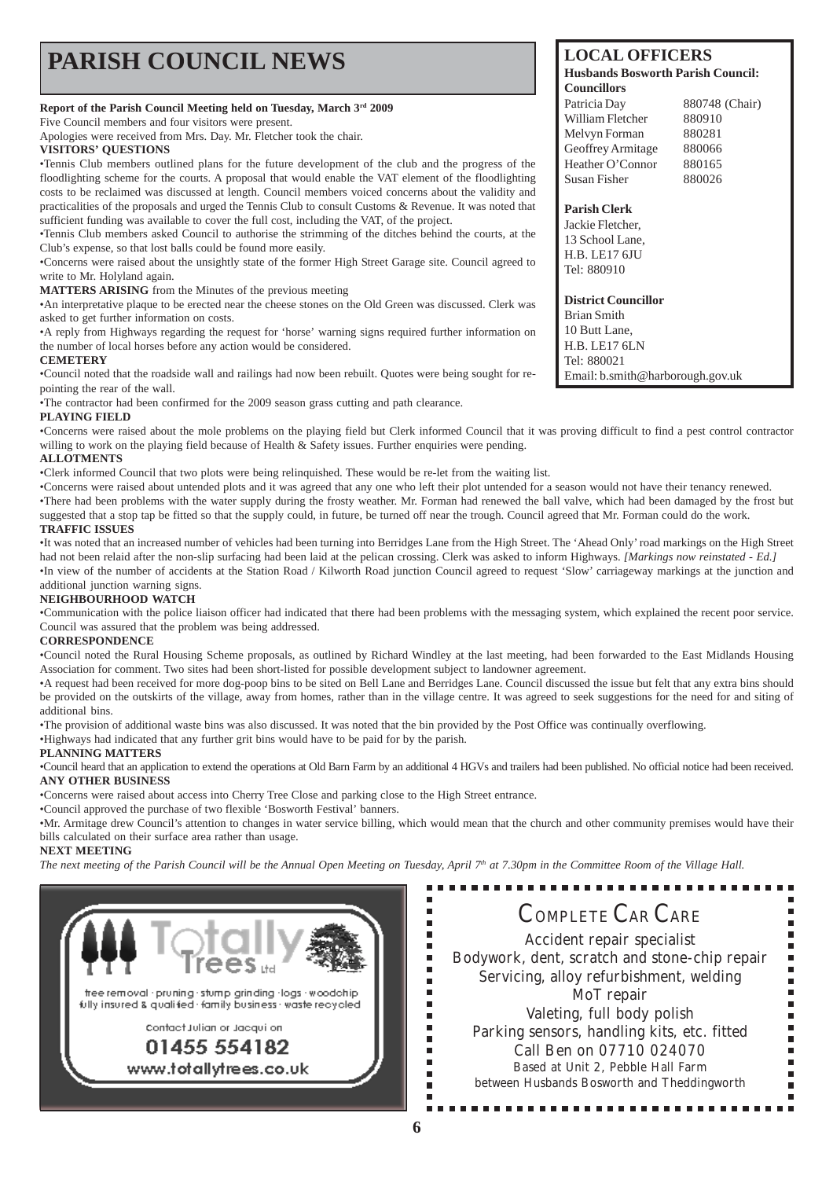# PARISH COUNCIL NEWS

**Report of the Parish Council Meeting held on Tuesday, March 3rd 2009**

Five Council members and four visitors were present.

Apologies were received from Mrs. Day. Mr. Fletcher took the chair.

**VISITORS' QUESTIONS**

•Tennis Club members outlined plans for the future development of the club and the progress of the floodlighting scheme for the courts. A proposal that would enable the VAT element of the floodlighting costs to be reclaimed was discussed at length. Council members voiced concerns about the validity and practicalities of the proposals and urged the Tennis Club to consult Customs & Revenue. It was noted that sufficient funding was available to cover the full cost, including the VAT, of the project.

•Tennis Club members asked Council to authorise the strimming of the ditches behind the courts, at the Club's expense, so that lost balls could be found more easily.

•Concerns were raised about the unsightly state of the former High Street Garage site. Council agreed to write to Mr. Holyland again.

**MATTERS ARISING** from the Minutes of the previous meeting

•An interpretative plaque to be erected near the cheese stones on the Old Green was discussed. Clerk was asked to get further information on costs.

•A reply from Highways regarding the request for 'horse' warning signs required further information on the number of local horses before any action would be considered.

**CEMETERY**

•Council noted that the roadside wall and railings had now been rebuilt. Quotes were being sought for re-pointing the rear of the wall.

•The contractor had been confirmed for the 2009 season grass cutting and path clearance.

**PLAYING FIELD**

•Concerns were raised about the mole problems on the playing field but Clerk informed Council that it was proving difficult to find a pest control contractor willing to work on the playing field because of Health & Safety issues. Further enquiries were pending.

**ALLOTMENTS**

•Clerk informed Council that two plots were being relinquished. These would be re-let from the waiting list.

•Concerns were raised about untended plots and it was agreed that any one who left their plot untended for a season would not have their tenancy renewed.

•There had been problems with the water supply during the frosty weather. Mr. Forman had renewed the ball valve, which had been damaged by the frost but suggested that a stop tap be fitted so that the supply could, in future, be turned off near the trough. Council agreed that Mr. Forman could do the work.

**TRAFFIC ISSUES**

•It was noted that an increased number of vehicles had been turning into Berridges Lane from the High Street. The 'Ahead Only' road markings on the High Street had not been relaid after the non-slip surfacing had been laid at the pelican crossing. Clerk was asked to inform Highways. *[Markings now reinstated - Ed.]*

•In view of the number of accidents at the Station Road / Kilworth Road junction Council agreed to request 'Slow' carriageway markings at the junction and additional junction warning signs.

**NEIGHBOURHOOD WATCH**

•Communication with the police liaison officer had indicated that there had been problems with the messaging system, which explained the recent poor service. Council was assured that the problem was being addressed.

**CORRESPONDENCE**

•Council noted the Rural Housing Scheme proposals, as outlined by Richard Windley at the last meeting, had been forwarded to the East Midlands Housing Association for comment. Two sites had been short-listed for possible development subject to landowner agreement.

•A request had been received for more dog-poop bins to be sited on Bell Lane and Berridges Lane. Council discussed the issue but felt that any extra bins should be provided on the outskirts of the village, away from homes, rather than in the village centre. It was agreed to seek suggestions for the need for and siting of additional bins.

•The provision of additional waste bins was also discussed. It was noted that the bin provided by the Post Office was continually overflowing.

•Highways had indicated that any further grit bins would have to be paid for by the parish.

**PLANNING MATTERS**

•Council heard that an application to extend the operations at Old Barn Farm by an additional 4 HGVs and trailers had been published. No official notice had been received.

**ANY OTHER BUSINESS**

•Concerns were raised about access into Cherry Tree Close and parking close to the High Street entrance.

•Council approved the purchase of two flexible 'Bosworth Festival' banners.

•Mr. Armitage drew Council's attention to changes in water service billing, which would mean that the church and other community premises would have their bills calculated on their surface area rather than usage.

**NEXT MEETING**

*The next meeting of the Parish Council will be the Annual Open Meeting on Tuesday, April 7th at 7.30pm in the Committee Room of the Village Hall.*

## LOCAL OFFICERS

**Husbands Bosworth Parish Council:**

**Councillors**

| | |
|---|---|
| Patricia Day | 880748 (Chair) |
| William Fletcher | 880910 |
| Melvyn Forman | 880281 |
| Geoffrey Armitage | 880066 |
| Heather O'Connor | 880165 |
| Susan Fisher | 880026 |

**Parish Clerk**

Jackie Fletcher,
13 School Lane,
H.B. LE17 6JU
Tel: 880910

**District Councillor**

Brian Smith
10 Butt Lane,
H.B. LE17 6LN
Tel: 880021
Email: b.smith@harborough.gov.uk

---

**Totally Trees Ltd**

tree removal · pruning · stump grinding · logs · woodchip
fully insured & qualified · family business · waste recycled

Contact Julian or Jacqui on
**01455 554182**
www.totallytrees.co.uk

---

## COMPLETE CAR CARE

Accident repair specialist
Bodywork, dent, scratch and stone-chip repair
Servicing, alloy refurbishment, welding
MoT repair
Valeting, full body polish
Parking sensors, handling kits, etc. fitted
Call Ben on 07710 024070
Based at Unit 2, Pebble Hall Farm
between Husbands Bosworth and Theddingworth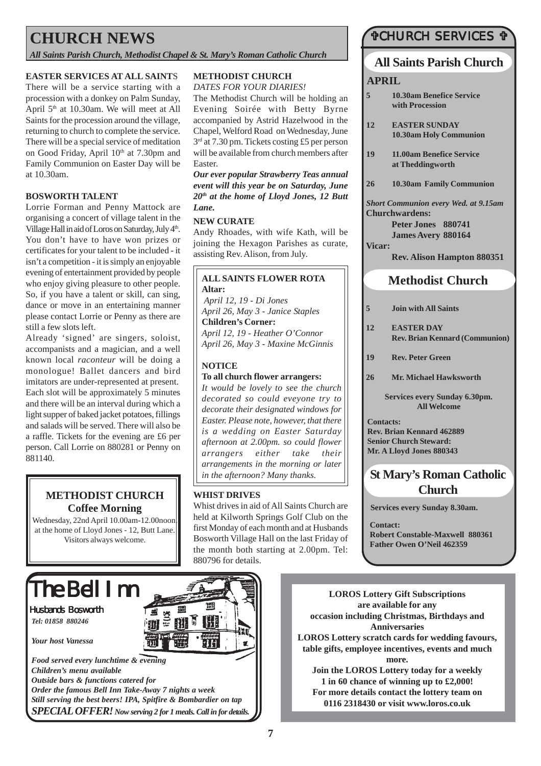# CHURCH NEWS

*All Saints Parish Church, Methodist Chapel & St. Mary's Roman Catholic Church*

### EASTER SERVICES AT ALL SAINTS

There will be a service starting with a procession with a donkey on Palm Sunday, April 5th at 10.30am. We will meet at All Saints for the procession around the village, returning to church to complete the service. There will be a special service of meditation on Good Friday, April 10th at 7.30pm and Family Communion on Easter Day will be at 10.30am.

### BOSWORTH TALENT

Lorrie Forman and Penny Mattock are organising a concert of village talent in the Village Hall in aid of Loros on Saturday, July 4th. You don't have to have won prizes or certificates for your talent to be included - it isn't a competition - it is simply an enjoyable evening of entertainment provided by people who enjoy giving pleasure to other people. So, if you have a talent or skill, can sing, dance or move in an entertaining manner please contact Lorrie or Penny as there are still a few slots left.

Already 'signed' are singers, soloist, accompanists and a magician, and a well known local *raconteur* will be doing a monologue! Ballet dancers and bird imitators are under-represented at present. Each slot will be approximately 5 minutes and there will be an interval during which a light supper of baked jacket potatoes, fillings and salads will be served. There will also be a raffle. Tickets for the evening are £6 per person. Call Lorrie on 880281 or Penny on 881140.

### METHODIST CHURCH
**Coffee Morning**

Wednesday, 22nd April 10.00am-12.00noon at the home of Lloyd Jones - 12, Butt Lane. Visitors always welcome.

### METHODIST CHURCH

*DATES FOR YOUR DIARIES!*

The Methodist Church will be holding an Evening Soirée with Betty Byrne accompanied by Astrid Hazelwood in the Chapel, Welford Road on Wednesday, June 3rd at 7.30 pm. Tickets costing £5 per person will be available from church members after Easter.

***Our ever popular Strawberry Teas annual event will this year be on Saturday, June 20th at the home of Lloyd Jones, 12 Butt Lane.***

### NEW CURATE

Andy Rhoades, with wife Kath, will be joining the Hexagon Parishes as curate, assisting Rev. Alison, from July.

### ALL SAINTS FLOWER ROTA

**Altar:**
*April 12, 19 - Di Jones*
*April 26, May 3 - Janice Staples*
**Children's Corner:**
*April 12, 19 - Heather O'Connor*
*April 26, May 3 - Maxine McGinnis*

### NOTICE

**To all church flower arrangers:**

*It would be lovely to see the church decorated so could eveyone try to decorate their designated windows for Easter. Please note, however, that there is a wedding on Easter Saturday afternoon at 2.00pm. so could flower arrangers either take their arrangements in the morning or later in the afternoon? Many thanks.*

### WHIST DRIVES

Whist drives in aid of All Saints Church are held at Kilworth Springs Golf Club on the first Monday of each month and at Husbands Bosworth Village Hall on the last Friday of the month both starting at 2.00pm. Tel: 880796 for details.

## ✞CHURCH SERVICES ✞

### All Saints Parish Church

**APRIL**

| | |
|---|---|
| **5** | **10.30am Benefice Service with Procession** |
| **12** | **EASTER SUNDAY 10.30am Holy Communion** |
| **19** | **11.00am Benefice Service at Theddingworth** |
| **26** | **10.30am Family Communion** |

***Short Communion every Wed. at 9.15am***

**Churchwardens:**
**Peter Jones 880741**
**James Avery 880164**

**Vicar:**
**Rev. Alison Hampton 880351**

### Methodist Church

| | |
|---|---|
| **5** | **Join with All Saints** |
| **12** | **EASTER DAY Rev. Brian Kennard (Communion)** |
| **19** | **Rev. Peter Green** |
| **26** | **Mr. Michael Hawksworth** |

**Services every Sunday 6.30pm. All Welcome**

**Contacts:**
**Rev. Brian Kennard 462889**
**Senior Church Steward:**
**Mr. A Lloyd Jones 880343**

### St Mary's Roman Catholic Church

**Services every Sunday 8.30am.**

**Contact:**
**Robert Constable-Maxwell 880361**
**Father Owen O'Neil 462359**

## The Bell Inn

Husbands Bosworth
*Tel: 01858 880246*

*Your host Vanessa*

***Food served every lunchtime & evening***
***Children's menu available***
***Outside bars & functions catered for***
***Order the famous Bell Inn Take-Away 7 nights a week***
***Still serving the best beers! IPA, Spitfire & Bombardier on tap***
***SPECIAL OFFER! Now serving 2 for 1 meals. Call in for details.***

**LOROS Lottery Gift Subscriptions are available for any occasion including Christmas, Birthdays and Anniversaries**
**LOROS Lottery scratch cards for wedding favours, table gifts, employee incentives, events and much more.**
**Join the LOROS Lottery today for a weekly 1 in 60 chance of winning up to £2,000!**
**For more details contact the lottery team on 0116 2318430 or visit www.loros.co.uk**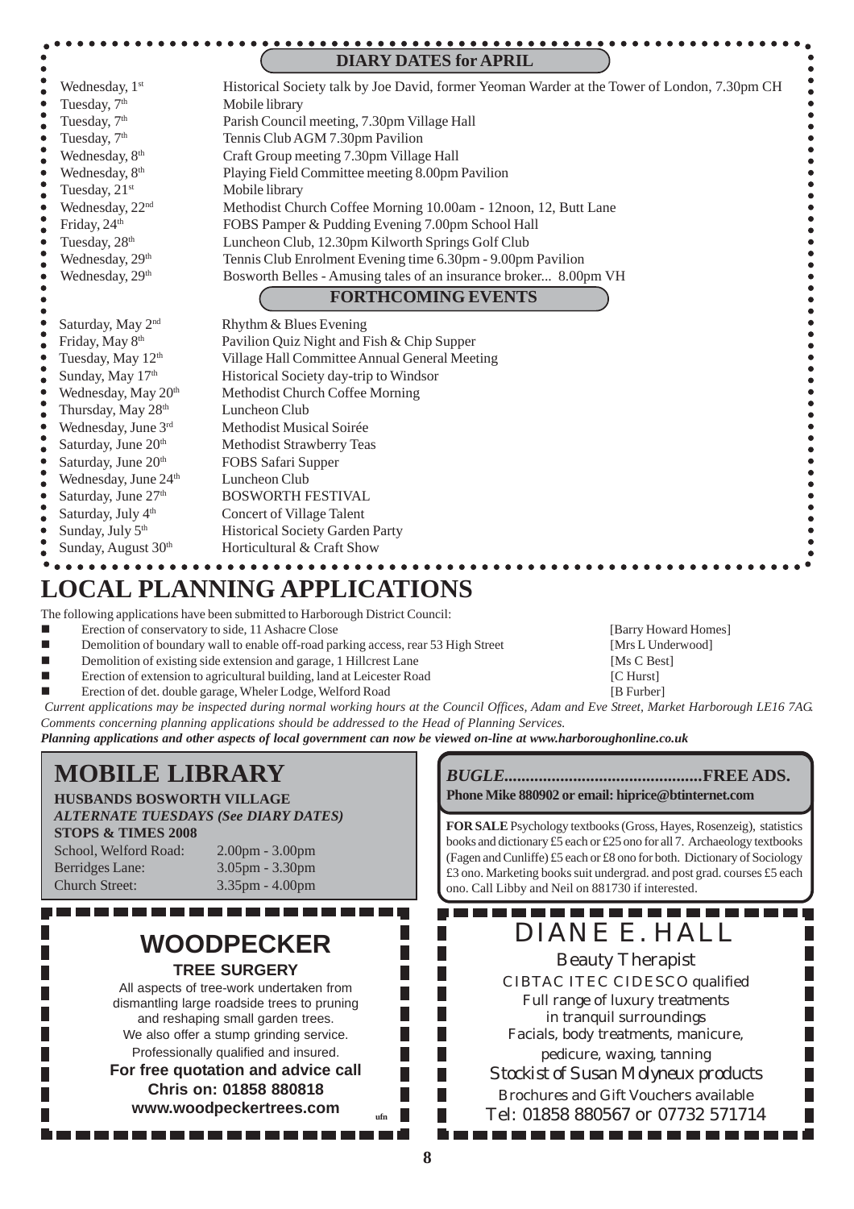## DIARY DATES for APRIL

| | |
|---|---|
| Wednesday, 1st | Historical Society talk by Joe David, former Yeoman Warder at the Tower of London, 7.30pm CH |
| Tuesday, 7th | Mobile library |
| Tuesday, 7th | Parish Council meeting, 7.30pm Village Hall |
| Tuesday, 7th | Tennis Club AGM 7.30pm Pavilion |
| Wednesday, 8th | Craft Group meeting 7.30pm Village Hall |
| Wednesday, 8th | Playing Field Committee meeting 8.00pm Pavilion |
| Tuesday, 21st | Mobile library |
| Wednesday, 22nd | Methodist Church Coffee Morning 10.00am - 12noon, 12, Butt Lane |
| Friday, 24th | FOBS Pamper & Pudding Evening 7.00pm School Hall |
| Tuesday, 28th | Luncheon Club, 12.30pm Kilworth Springs Golf Club |
| Wednesday, 29th | Tennis Club Enrolment Evening time 6.30pm - 9.00pm Pavilion |
| Wednesday, 29th | Bosworth Belles - Amusing tales of an insurance broker... 8.00pm VH |

## FORTHCOMING EVENTS

| | |
|---|---|
| Saturday, May 2nd | Rhythm & Blues Evening |
| Friday, May 8th | Pavilion Quiz Night and Fish & Chip Supper |
| Tuesday, May 12th | Village Hall Committee Annual General Meeting |
| Sunday, May 17th | Historical Society day-trip to Windsor |
| Wednesday, May 20th | Methodist Church Coffee Morning |
| Thursday, May 28th | Luncheon Club |
| Wednesday, June 3rd | Methodist Musical Soirée |
| Saturday, June 20th | Methodist Strawberry Teas |
| Saturday, June 20th | FOBS Safari Supper |
| Wednesday, June 24th | Luncheon Club |
| Saturday, June 27th | BOSWORTH FESTIVAL |
| Saturday, July 4th | Concert of Village Talent |
| Sunday, July 5th | Historical Society Garden Party |
| Sunday, August 30th | Horticultural & Craft Show |

# LOCAL PLANNING APPLICATIONS

The following applications have been submitted to Harborough District Council:

- Erection of conservatory to side, 11 Ashacre Close [Barry Howard Homes]
- Demolition of boundary wall to enable off-road parking access, rear 53 High Street [Mrs L Underwood]
- Demolition of existing side extension and garage, 1 Hillcrest Lane [Ms C Best]
- Erection of extension to agricultural building, land at Leicester Road [C Hurst]
- Erection of det. double garage, Wheler Lodge, Welford Road [B Furber]

*Current applications may be inspected during normal working hours at the Council Offices, Adam and Eve Street, Market Harborough LE16 7AG. Comments concerning planning applications should be addressed to the Head of Planning Services.*

***Planning applications and other aspects of local government can now be viewed on-line at www.harboroughonline.co.uk***

# MOBILE LIBRARY

**HUSBANDS BOSWORTH VILLAGE**
***ALTERNATE TUESDAYS (See DIARY DATES)***
**STOPS & TIMES 2008**

| | |
|---|---|
| School, Welford Road: | 2.00pm - 3.00pm |
| Berridges Lane: | 3.05pm - 3.30pm |
| Church Street: | 3.35pm - 4.00pm |

## *BUGLE*..............................................FREE ADS.

**Phone Mike 880902 or email: hiprice@btinternet.com**

**FOR SALE** Psychology textbooks (Gross, Hayes, Rosenzeig), statistics books and dictionary £5 each or £25 ono for all 7. Archaeology textbooks (Fagen and Cunliffe) £5 each or £8 ono for both. Dictionary of Sociology £3 ono. Marketing books suit undergrad. and post grad. courses £5 each ono. Call Libby and Neil on 881730 if interested.

## WOODPECKER

**TREE SURGERY**

All aspects of tree-work undertaken from dismantling large roadside trees to pruning and reshaping small garden trees.
We also offer a stump grinding service.
Professionally qualified and insured.

**For free quotation and advice call**
**Chris on: 01858 880818**
**www.woodpeckertrees.com**

ufn

## DIANE E. HALL

Beauty Therapist
CIBTAC ITEC CIDESCO qualified
Full range of luxury treatments
in tranquil surroundings
Facials, body treatments, manicure,
pedicure, waxing, tanning
Stockist of Susan Molyneux products
Brochures and Gift Vouchers available
Tel: 01858 880567 or 07732 571714